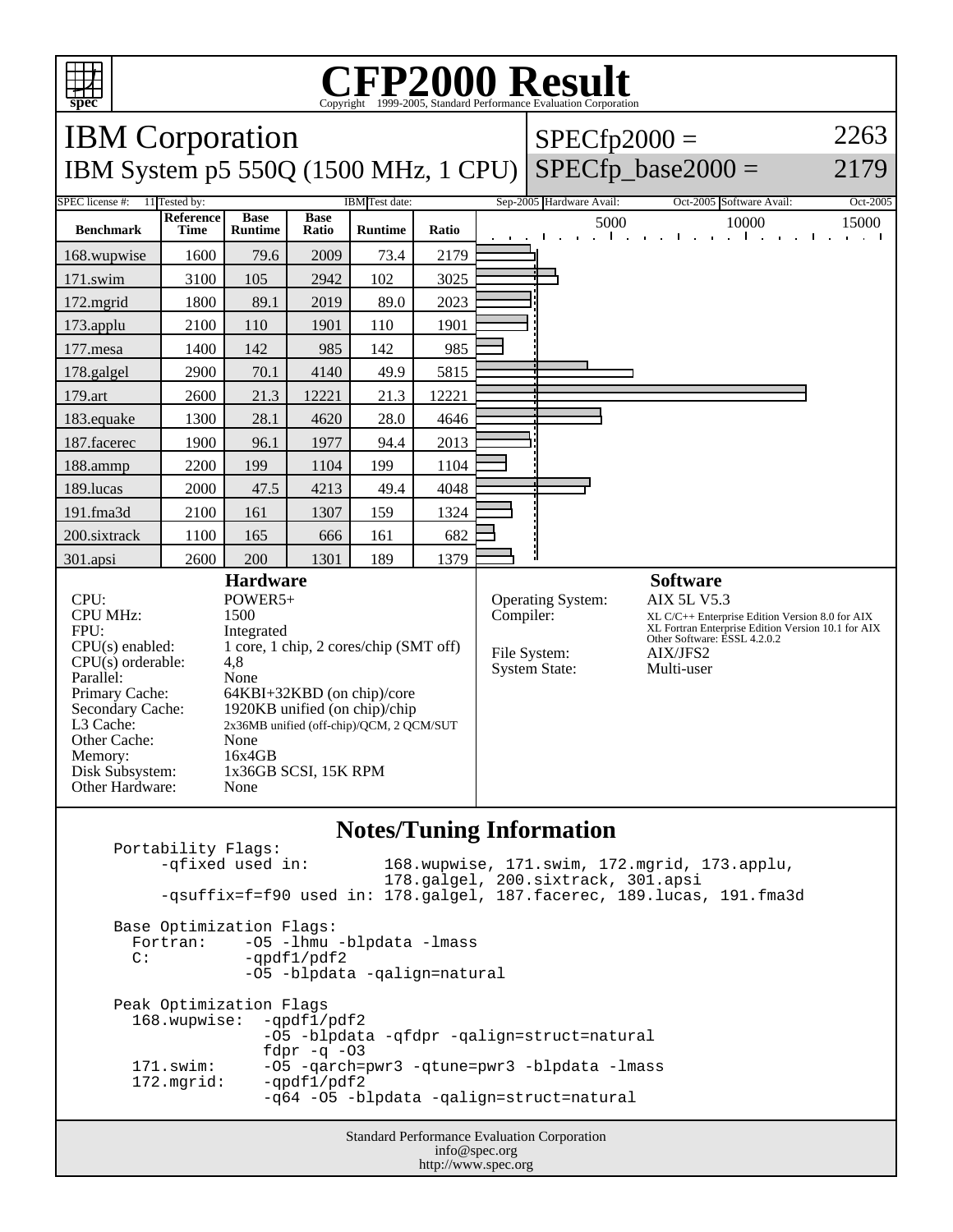# CFP2000 Result

Copyright 1999-2005, Standard Performance Evaluation Corporation

## IBM Corporation

IBM System p5 550Q (1500 MHz, 1 CPU)

SPECfp2000 = 2263

SPECfp_base2000 = 2179

SPEC license #: 11 | Tested by: IBM | Test date: Sep-2005 | Hardware Avail: Oct-2005 | Software Avail: Oct-2005

| Benchmark | Reference Time | Base Runtime | Base Ratio | Runtime | Ratio |
|---|---|---|---|---|---|
| 168.wupwise | 1600 | 79.6 | 2009 | 73.4 | 2179 |
| 171.swim | 3100 | 105 | 2942 | 102 | 3025 |
| 172.mgrid | 1800 | 89.1 | 2019 | 89.0 | 2023 |
| 173.applu | 2100 | 110 | 1901 | 110 | 1901 |
| 177.mesa | 1400 | 142 | 985 | 142 | 985 |
| 178.galgel | 2900 | 70.1 | 4140 | 49.9 | 5815 |
| 179.art | 2600 | 21.3 | 12221 | 21.3 | 12221 |
| 183.equake | 1300 | 28.1 | 4620 | 28.0 | 4646 |
| 187.facerec | 1900 | 96.1 | 1977 | 94.4 | 2013 |
| 188.ammp | 2200 | 199 | 1104 | 199 | 1104 |
| 189.lucas | 2000 | 47.5 | 4213 | 49.4 | 4048 |
| 191.fma3d | 2100 | 161 | 1307 | 159 | 1324 |
| 200.sixtrack | 1100 | 165 | 666 | 161 | 682 |
| 301.apsi | 2600 | 200 | 1301 | 189 | 1379 |

### Hardware

| | |
|---|---|
| CPU: | POWER5+ |
| CPU MHz: | 1500 |
| FPU: | Integrated |
| CPU(s) enabled: | 1 core, 1 chip, 2 cores/chip (SMT off) |
| CPU(s) orderable: | 4,8 |
| Parallel: | None |
| Primary Cache: | 64KBI+32KBD (on chip)/core |
| Secondary Cache: | 1920KB unified (on chip)/chip |
| L3 Cache: | 2x36MB unified (off-chip)/QCM, 2 QCM/SUT |
| Other Cache: | None |
| Memory: | 16x4GB |
| Disk Subsystem: | 1x36GB SCSI, 15K RPM |
| Other Hardware: | None |

### Software

| | |
|---|---|
| Operating System: | AIX 5L V5.3 |
| Compiler: | XL C/C++ Enterprise Edition Version 8.0 for AIX<br>XL Fortran Enterprise Edition Version 10.1 for AIX<br>Other Software: ESSL 4.2.0.2 |
| File System: | AIX/JFS2 |
| System State: | Multi-user |

### Notes/Tuning Information

```
Portability Flags:
     -qfixed used in:        168.wupwise, 171.swim, 172.mgrid, 173.applu,
                             178.galgel, 200.sixtrack, 301.apsi
     -qsuffix=f=f90 used in: 178.galgel, 187.facerec, 189.lucas, 191.fma3d

Base Optimization Flags:
  Fortran:    -O5 -lhmu -blpdata -lmass
  C:          -qpdf1/pdf2
              -O5 -blpdata -qalign=natural

Peak Optimization Flags
  168.wupwise:  -qpdf1/pdf2
                -O5 -blpdata -qfdpr -qalign=struct=natural
                fdpr -q -O3
  171.swim:     -O5 -qarch=pwr3 -qtune=pwr3 -blpdata -lmass
  172.mgrid:    -qpdf1/pdf2
                -q64 -O5 -blpdata -qalign=struct=natural
```

Standard Performance Evaluation Corporation
info@spec.org
http://www.spec.org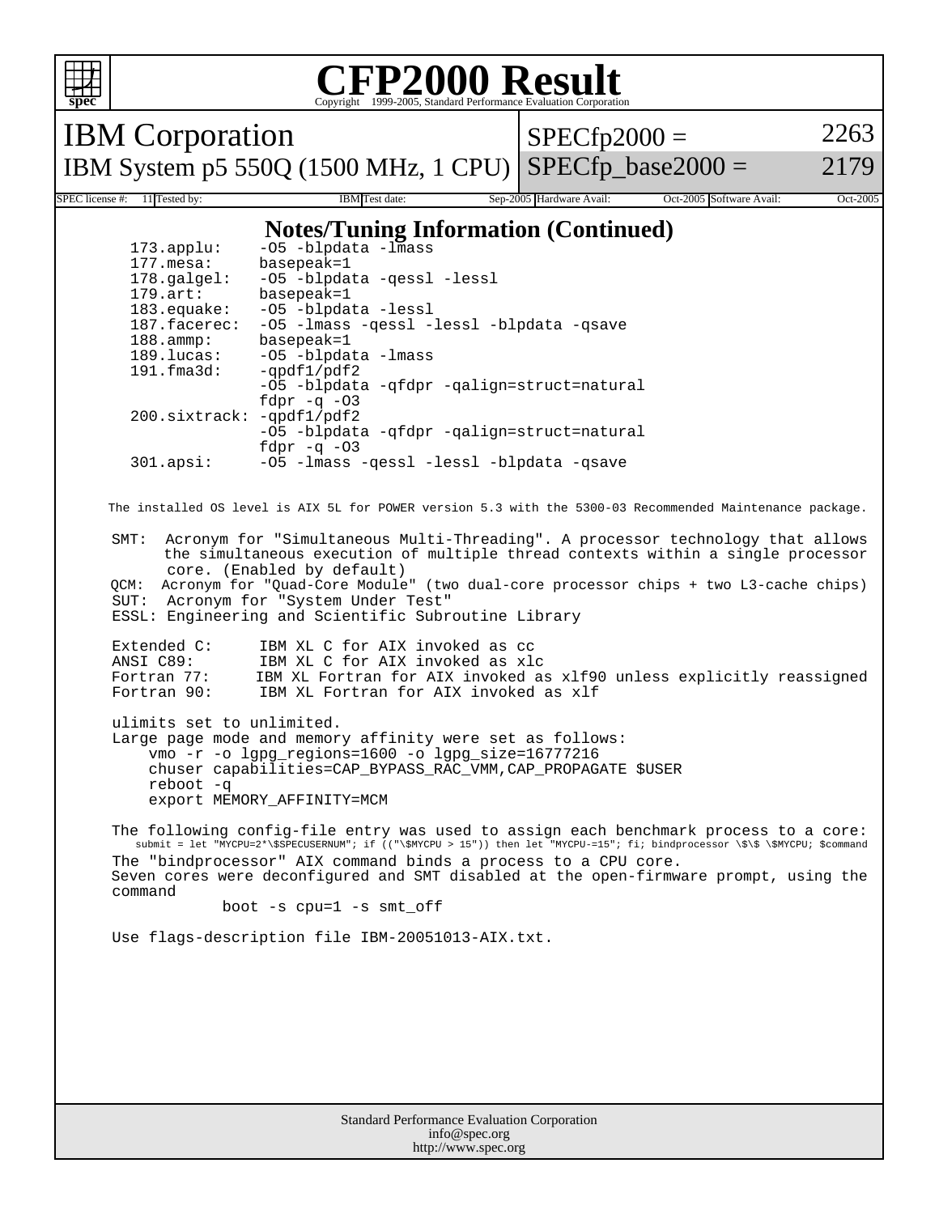# CFP2000 Result

Copyright 1999-2005, Standard Performance Evaluation Corporation

**IBM Corporation**

**IBM System p5 550Q (1500 MHz, 1 CPU)**

SPECfp2000 = 2263

SPECfp_base2000 = 2179

SPEC license #: 11 Tested by: IBM Test date: Sep-2005 Hardware Avail: Oct-2005 Software Avail: Oct-2005

## Notes/Tuning Information (Continued)

```
173.applu:     -O5 -blpdata -lmass
177.mesa:      basepeak=1
178.galgel:    -O5 -blpdata -qessl -lessl
179.art:       basepeak=1
183.equake:    -O5 -blpdata -lessl
187.facerec:   -O5 -lmass -qessl -lessl -blpdata -qsave
188.ammp:      basepeak=1
189.lucas:     -O5 -blpdata -lmass
191.fma3d:     -qpdf1/pdf2
               -O5 -blpdata -qfdpr -qalign=struct=natural
               fdpr -q -O3
200.sixtrack:  -qpdf1/pdf2
               -O5 -blpdata -qfdpr -qalign=struct=natural
               fdpr -q -O3
301.apsi:      -O5 -lmass -qessl -lessl -blpdata -qsave
```

The installed OS level is AIX 5L for POWER version 5.3 with the 5300-03 Recommended Maintenance package.

SMT: Acronym for "Simultaneous Multi-Threading". A processor technology that allows the simultaneous execution of multiple thread contexts within a single processor core. (Enabled by default)
QCM: Acronym for "Quad-Core Module" (two dual-core processor chips + two L3-cache chips)
SUT: Acronym for "System Under Test"
ESSL: Engineering and Scientific Subroutine Library

```
Extended C:     IBM XL C for AIX invoked as cc
ANSI C89:       IBM XL C for AIX invoked as xlc
Fortran 77:     IBM XL Fortran for AIX invoked as xlf90 unless explicitly reassigned
Fortran 90:     IBM XL Fortran for AIX invoked as xlf
```

ulimits set to unlimited.
Large page mode and memory affinity were set as follows:

```
vmo -r -o lgpg_regions=1600 -o lgpg_size=16777216
chuser capabilities=CAP_BYPASS_RAC_VMM,CAP_PROPAGATE $USER
reboot -q
export MEMORY_AFFINITY=MCM
```

The following config-file entry was used to assign each benchmark process to a core:

```
submit = let "MYCPU=2*\$SPECUSERNUM"; if (("\$MYCPU > 15")) then let "MYCPU-=15"; fi; bindprocessor \$\$ \$MYCPU; $command
```

The "bindprocessor" AIX command binds a process to a CPU core.
Seven cores were deconfigured and SMT disabled at the open-firmware prompt, using the command

```
boot -s cpu=1 -s smt_off
```

Use flags-description file IBM-20051013-AIX.txt.

Standard Performance Evaluation Corporation
info@spec.org
http://www.spec.org